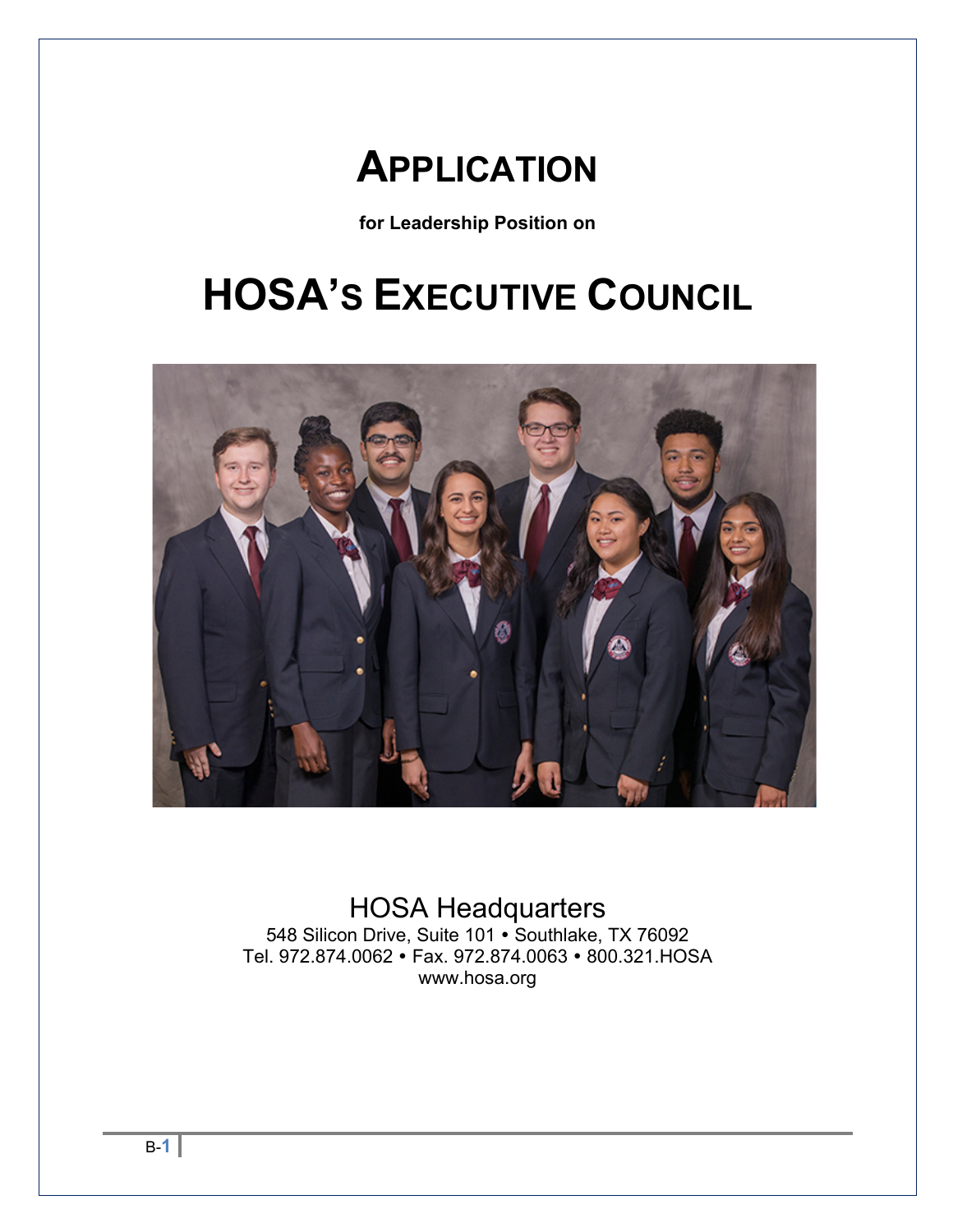# APPLICATION

**for Leadership Position on**

# HOSA'S EXECUTIVE COUNCIL

HOSA Headquarters

548 Silicon Drive, Suite 101 • Southlake, TX 76092

Tel. 972.874.0062 • Fax. 972.874.0063 • 800.321.HOSA

www.hosa.org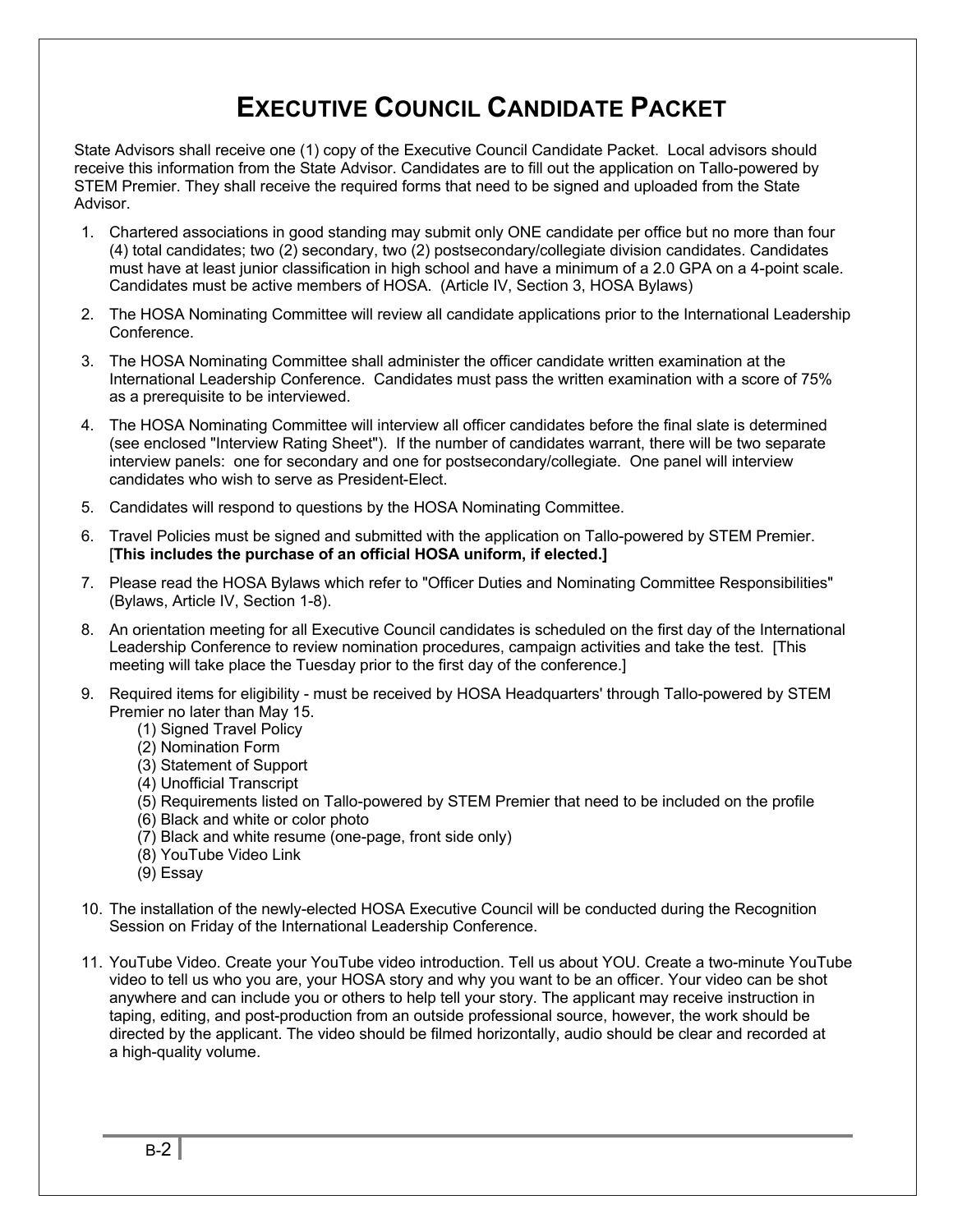# Executive Council Candidate Packet

State Advisors shall receive one (1) copy of the Executive Council Candidate Packet. Local advisors should receive this information from the State Advisor. Candidates are to fill out the application on Tallo-powered by STEM Premier. They shall receive the required forms that need to be signed and uploaded from the State Advisor.

1. Chartered associations in good standing may submit only ONE candidate per office but no more than four (4) total candidates; two (2) secondary, two (2) postsecondary/collegiate division candidates. Candidates must have at least junior classification in high school and have a minimum of a 2.0 GPA on a 4-point scale. Candidates must be active members of HOSA. (Article IV, Section 3, HOSA Bylaws)

2. The HOSA Nominating Committee will review all candidate applications prior to the International Leadership Conference.

3. The HOSA Nominating Committee shall administer the officer candidate written examination at the International Leadership Conference. Candidates must pass the written examination with a score of 75% as a prerequisite to be interviewed.

4. The HOSA Nominating Committee will interview all officer candidates before the final slate is determined (see enclosed "Interview Rating Sheet"). If the number of candidates warrant, there will be two separate interview panels: one for secondary and one for postsecondary/collegiate. One panel will interview candidates who wish to serve as President-Elect.

5. Candidates will respond to questions by the HOSA Nominating Committee.

6. Travel Policies must be signed and submitted with the application on Tallo-powered by STEM Premier. [**This includes the purchase of an official HOSA uniform, if elected.]**

7. Please read the HOSA Bylaws which refer to "Officer Duties and Nominating Committee Responsibilities" (Bylaws, Article IV, Section 1-8).

8. An orientation meeting for all Executive Council candidates is scheduled on the first day of the International Leadership Conference to review nomination procedures, campaign activities and take the test. [This meeting will take place the Tuesday prior to the first day of the conference.]

9. Required items for eligibility - must be received by HOSA Headquarters' through Tallo-powered by STEM Premier no later than May 15.
   (1) Signed Travel Policy
   (2) Nomination Form
   (3) Statement of Support
   (4) Unofficial Transcript
   (5) Requirements listed on Tallo-powered by STEM Premier that need to be included on the profile
   (6) Black and white or color photo
   (7) Black and white resume (one-page, front side only)
   (8) YouTube Video Link
   (9) Essay

10. The installation of the newly-elected HOSA Executive Council will be conducted during the Recognition Session on Friday of the International Leadership Conference.

11. YouTube Video. Create your YouTube video introduction. Tell us about YOU. Create a two-minute YouTube video to tell us who you are, your HOSA story and why you want to be an officer. Your video can be shot anywhere and can include you or others to help tell your story. The applicant may receive instruction in taping, editing, and post-production from an outside professional source, however, the work should be directed by the applicant. The video should be filmed horizontally, audio should be clear and recorded at a high-quality volume.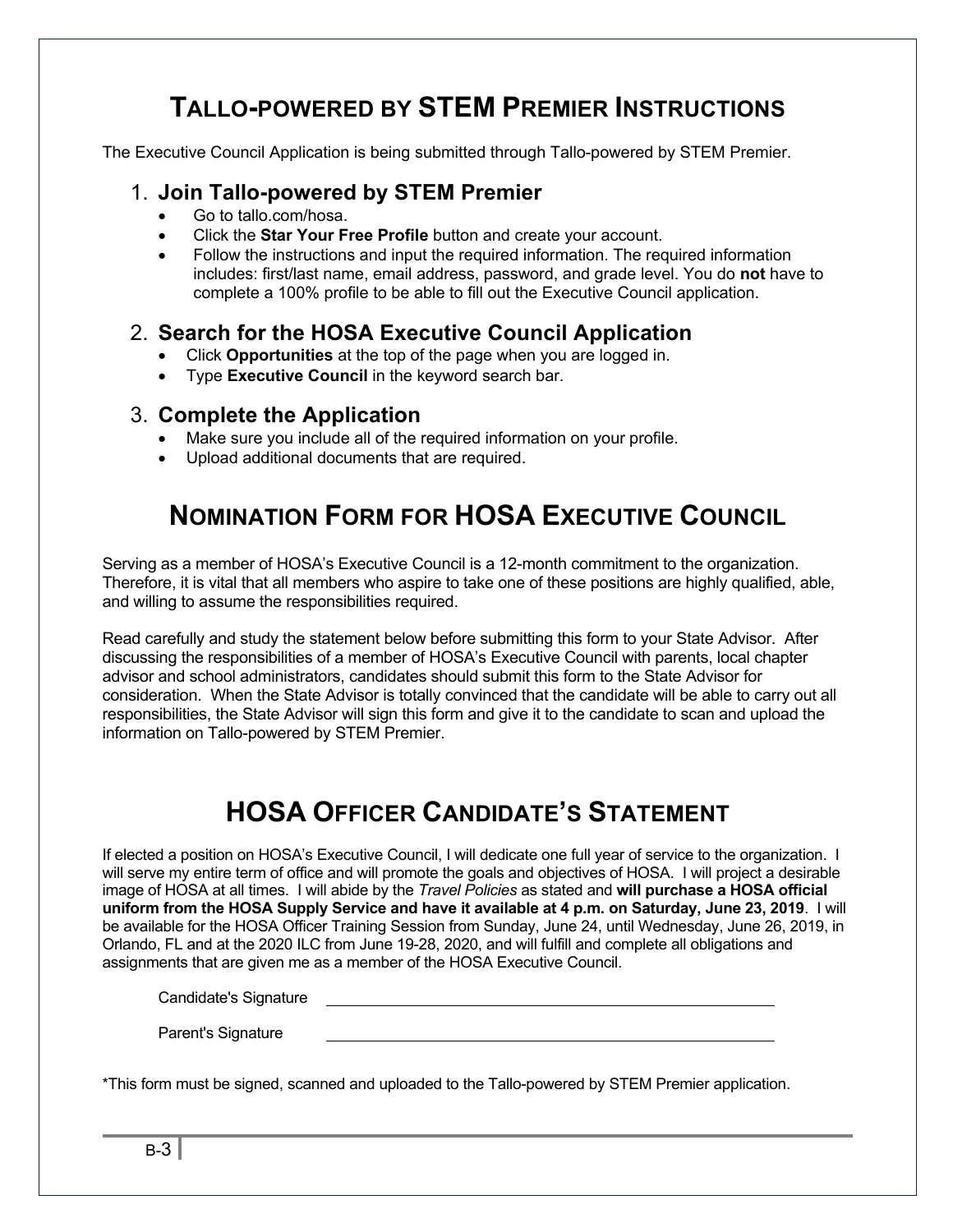# TALLO-POWERED BY STEM PREMIER INSTRUCTIONS

The Executive Council Application is being submitted through Tallo-powered by STEM Premier.

## 1. Join Tallo-powered by STEM Premier

- Go to tallo.com/hosa.
- Click the **Star Your Free Profile** button and create your account.
- Follow the instructions and input the required information. The required information includes: first/last name, email address, password, and grade level. You do **not** have to complete a 100% profile to be able to fill out the Executive Council application.

## 2. Search for the HOSA Executive Council Application

- Click **Opportunities** at the top of the page when you are logged in.
- Type **Executive Council** in the keyword search bar.

## 3. Complete the Application

- Make sure you include all of the required information on your profile.
- Upload additional documents that are required.

# NOMINATION FORM FOR HOSA EXECUTIVE COUNCIL

Serving as a member of HOSA's Executive Council is a 12-month commitment to the organization. Therefore, it is vital that all members who aspire to take one of these positions are highly qualified, able, and willing to assume the responsibilities required.

Read carefully and study the statement below before submitting this form to your State Advisor. After discussing the responsibilities of a member of HOSA's Executive Council with parents, local chapter advisor and school administrators, candidates should submit this form to the State Advisor for consideration. When the State Advisor is totally convinced that the candidate will be able to carry out all responsibilities, the State Advisor will sign this form and give it to the candidate to scan and upload the information on Tallo-powered by STEM Premier.

# HOSA OFFICER CANDIDATE'S STATEMENT

If elected a position on HOSA's Executive Council, I will dedicate one full year of service to the organization. I will serve my entire term of office and will promote the goals and objectives of HOSA. I will project a desirable image of HOSA at all times. I will abide by the *Travel Policies* as stated and **will purchase a HOSA official uniform from the HOSA Supply Service and have it available at 4 p.m. on Saturday, June 23, 2019**. I will be available for the HOSA Officer Training Session from Sunday, June 24, until Wednesday, June 26, 2019, in Orlando, FL and at the 2020 ILC from June 19-28, 2020, and will fulfill and complete all obligations and assignments that are given me as a member of the HOSA Executive Council.

Candidate's Signature \_\_\_\_\_\_\_\_\_\_\_\_\_\_\_\_\_\_\_\_\_\_\_\_\_\_\_\_\_\_\_\_\_\_\_\_\_\_\_\_

Parent's Signature \_\_\_\_\_\_\_\_\_\_\_\_\_\_\_\_\_\_\_\_\_\_\_\_\_\_\_\_\_\_\_\_\_\_\_\_\_\_\_\_

*This form must be signed, scanned and uploaded to the Tallo-powered by STEM Premier application.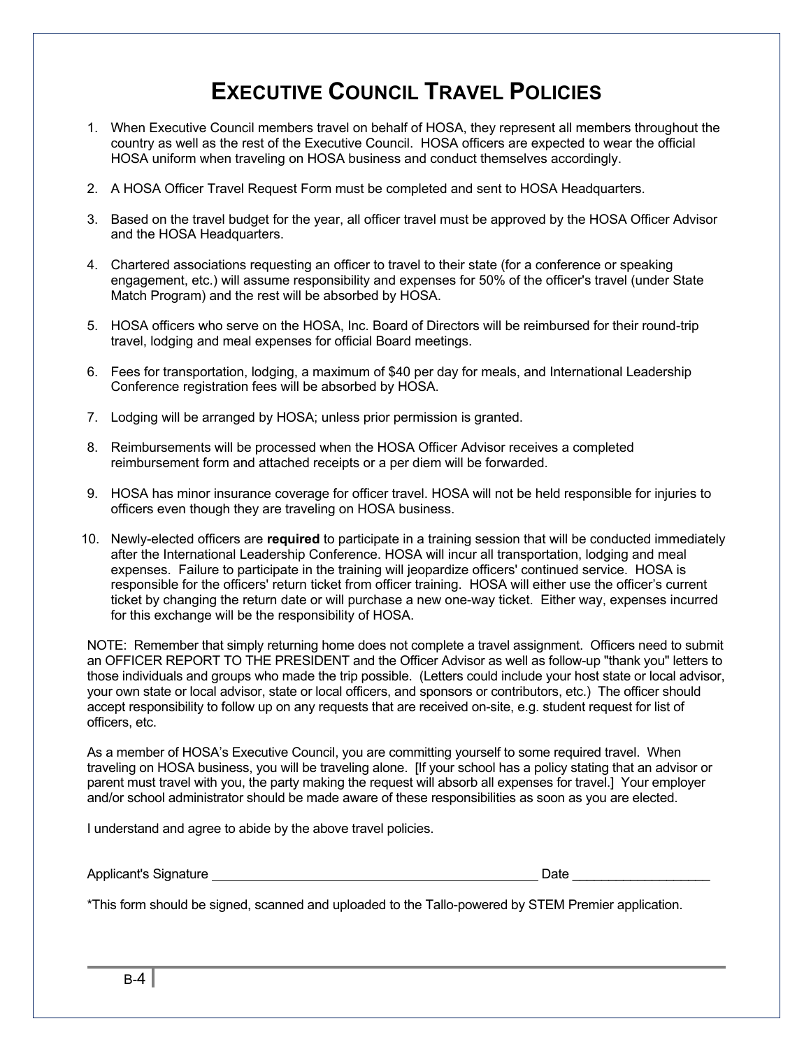# Executive Council Travel Policies

1. When Executive Council members travel on behalf of HOSA, they represent all members throughout the country as well as the rest of the Executive Council. HOSA officers are expected to wear the official HOSA uniform when traveling on HOSA business and conduct themselves accordingly.

2. A HOSA Officer Travel Request Form must be completed and sent to HOSA Headquarters.

3. Based on the travel budget for the year, all officer travel must be approved by the HOSA Officer Advisor and the HOSA Headquarters.

4. Chartered associations requesting an officer to travel to their state (for a conference or speaking engagement, etc.) will assume responsibility and expenses for 50% of the officer's travel (under State Match Program) and the rest will be absorbed by HOSA.

5. HOSA officers who serve on the HOSA, Inc. Board of Directors will be reimbursed for their round-trip travel, lodging and meal expenses for official Board meetings.

6. Fees for transportation, lodging, a maximum of $40 per day for meals, and International Leadership Conference registration fees will be absorbed by HOSA.

7. Lodging will be arranged by HOSA; unless prior permission is granted.

8. Reimbursements will be processed when the HOSA Officer Advisor receives a completed reimbursement form and attached receipts or a per diem will be forwarded.

9. HOSA has minor insurance coverage for officer travel. HOSA will not be held responsible for injuries to officers even though they are traveling on HOSA business.

10. Newly-elected officers are **required** to participate in a training session that will be conducted immediately after the International Leadership Conference. HOSA will incur all transportation, lodging and meal expenses. Failure to participate in the training will jeopardize officers' continued service. HOSA is responsible for the officers' return ticket from officer training. HOSA will either use the officer's current ticket by changing the return date or will purchase a new one-way ticket. Either way, expenses incurred for this exchange will be the responsibility of HOSA.

NOTE: Remember that simply returning home does not complete a travel assignment. Officers need to submit an OFFICER REPORT TO THE PRESIDENT and the Officer Advisor as well as follow-up "thank you" letters to those individuals and groups who made the trip possible. (Letters could include your host state or local advisor, your own state or local advisor, state or local officers, and sponsors or contributors, etc.) The officer should accept responsibility to follow up on any requests that are received on-site, e.g. student request for list of officers, etc.

As a member of HOSA's Executive Council, you are committing yourself to some required travel. When traveling on HOSA business, you will be traveling alone. [If your school has a policy stating that an advisor or parent must travel with you, the party making the request will absorb all expenses for travel.] Your employer and/or school administrator should be made aware of these responsibilities as soon as you are elected.

I understand and agree to abide by the above travel policies.

Applicant's Signature _______________________________________________ Date ____________________

*This form should be signed, scanned and uploaded to the Tallo-powered by STEM Premier application.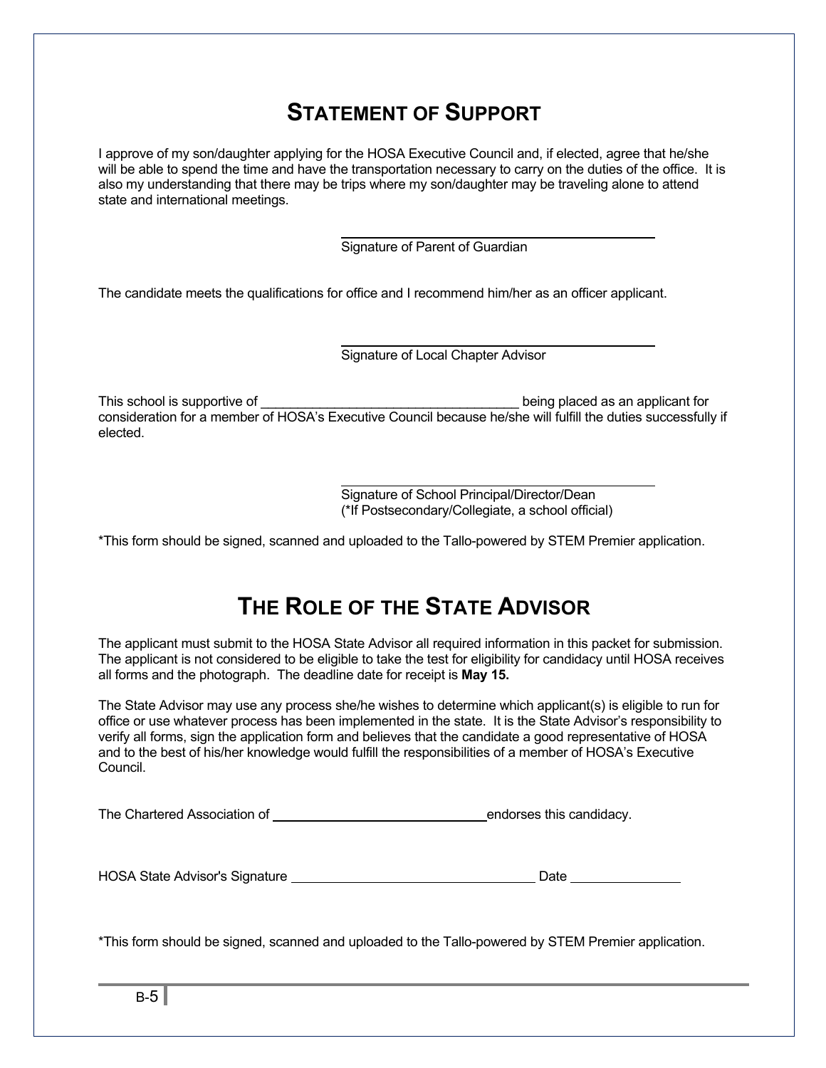# STATEMENT OF SUPPORT

I approve of my son/daughter applying for the HOSA Executive Council and, if elected, agree that he/she will be able to spend the time and have the transportation necessary to carry on the duties of the office. It is also my understanding that there may be trips where my son/daughter may be traveling alone to attend state and international meetings.

\_\_\_\_\_\_\_\_\_\_\_\_\_\_\_\_\_\_\_\_\_\_\_\_\_\_\_\_\_\_\_\_\_\_\_\_\_\_\_\_
Signature of Parent of Guardian

The candidate meets the qualifications for office and I recommend him/her as an officer applicant.

\_\_\_\_\_\_\_\_\_\_\_\_\_\_\_\_\_\_\_\_\_\_\_\_\_\_\_\_\_\_\_\_\_\_\_\_\_\_\_\_
Signature of Local Chapter Advisor

This school is supportive of \_\_\_\_\_\_\_\_\_\_\_\_\_\_\_\_\_\_\_\_\_\_\_\_\_\_\_\_\_\_\_\_\_\_\_ being placed as an applicant for consideration for a member of HOSA's Executive Council because he/she will fulfill the duties successfully if elected.

\_\_\_\_\_\_\_\_\_\_\_\_\_\_\_\_\_\_\_\_\_\_\_\_\_\_\_\_\_\_\_\_\_\_\_\_\_\_\_\_
Signature of School Principal/Director/Dean
(*If Postsecondary/Collegiate, a school official)

*This form should be signed, scanned and uploaded to the Tallo-powered by STEM Premier application.

# THE ROLE OF THE STATE ADVISOR

The applicant must submit to the HOSA State Advisor all required information in this packet for submission. The applicant is not considered to be eligible to take the test for eligibility for candidacy until HOSA receives all forms and the photograph. The deadline date for receipt is **May 15.**

The State Advisor may use any process she/he wishes to determine which applicant(s) is eligible to run for office or use whatever process has been implemented in the state. It is the State Advisor's responsibility to verify all forms, sign the application form and believes that the candidate a good representative of HOSA and to the best of his/her knowledge would fulfill the responsibilities of a member of HOSA's Executive Council.

The Chartered Association of \_\_\_\_\_\_\_\_\_\_\_\_\_\_\_\_\_\_\_\_\_\_\_\_\_\_\_\_\_\_ endorses this candidacy.

HOSA State Advisor's Signature \_\_\_\_\_\_\_\_\_\_\_\_\_\_\_\_\_\_\_\_\_\_\_\_\_\_\_\_\_\_\_\_\_\_ Date \_\_\_\_\_\_\_\_\_\_\_\_\_\_\_

*This form should be signed, scanned and uploaded to the Tallo-powered by STEM Premier application.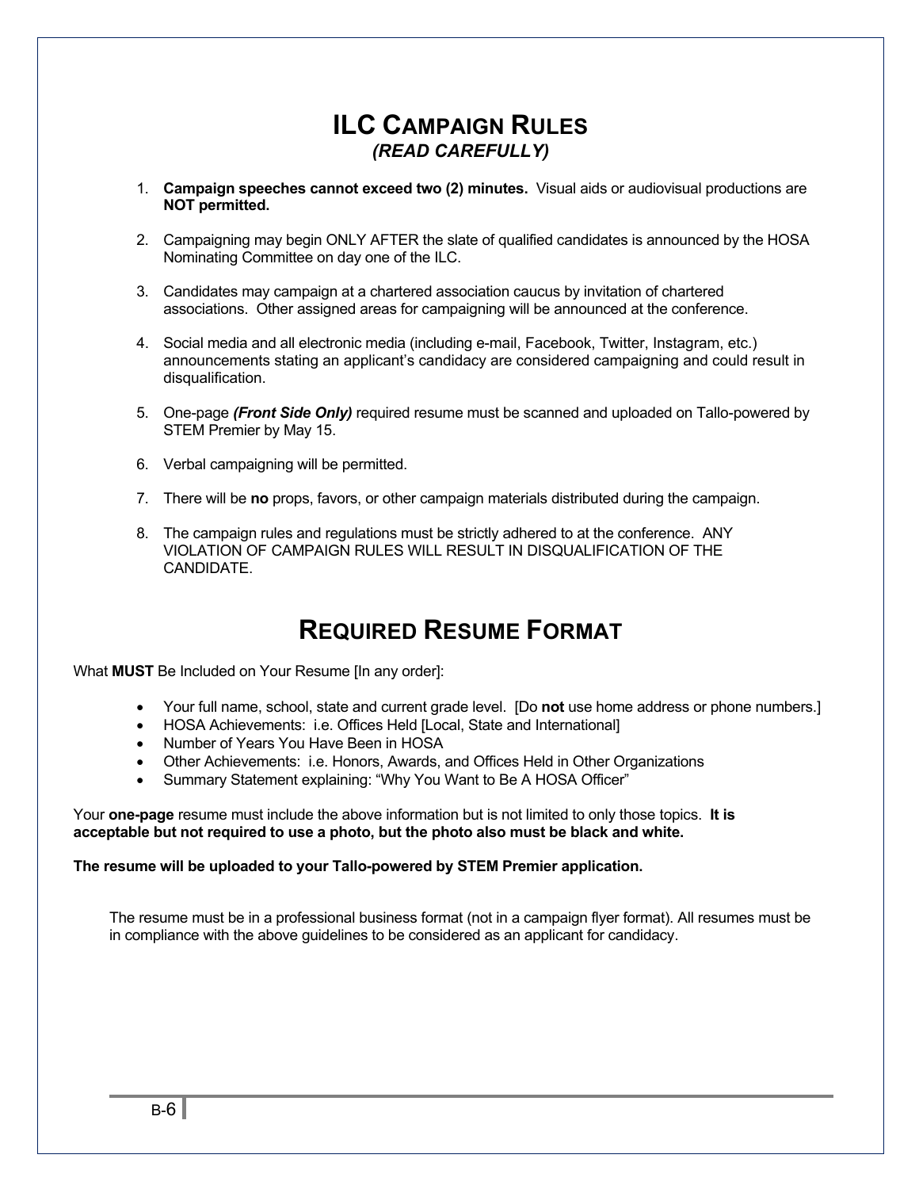# ILC Campaign Rules

***(READ CAREFULLY)***

1. **Campaign speeches cannot exceed two (2) minutes.** Visual aids or audiovisual productions are **NOT permitted.**

2. Campaigning may begin ONLY AFTER the slate of qualified candidates is announced by the HOSA Nominating Committee on day one of the ILC.

3. Candidates may campaign at a chartered association caucus by invitation of chartered associations. Other assigned areas for campaigning will be announced at the conference.

4. Social media and all electronic media (including e-mail, Facebook, Twitter, Instagram, etc.) announcements stating an applicant's candidacy are considered campaigning and could result in disqualification.

5. One-page ***(Front Side Only)*** required resume must be scanned and uploaded on Tallo-powered by STEM Premier by May 15.

6. Verbal campaigning will be permitted.

7. There will be **no** props, favors, or other campaign materials distributed during the campaign.

8. The campaign rules and regulations must be strictly adhered to at the conference. ANY VIOLATION OF CAMPAIGN RULES WILL RESULT IN DISQUALIFICATION OF THE CANDIDATE.

# Required Resume Format

What **MUST** Be Included on Your Resume [In any order]:

- Your full name, school, state and current grade level. [Do **not** use home address or phone numbers.]
- HOSA Achievements: i.e. Offices Held [Local, State and International]
- Number of Years You Have Been in HOSA
- Other Achievements: i.e. Honors, Awards, and Offices Held in Other Organizations
- Summary Statement explaining: "Why You Want to Be A HOSA Officer"

Your **one-page** resume must include the above information but is not limited to only those topics. **It is acceptable but not required to use a photo, but the photo also must be black and white.**

**The resume will be uploaded to your Tallo-powered by STEM Premier application.**

The resume must be in a professional business format (not in a campaign flyer format). All resumes must be in compliance with the above guidelines to be considered as an applicant for candidacy.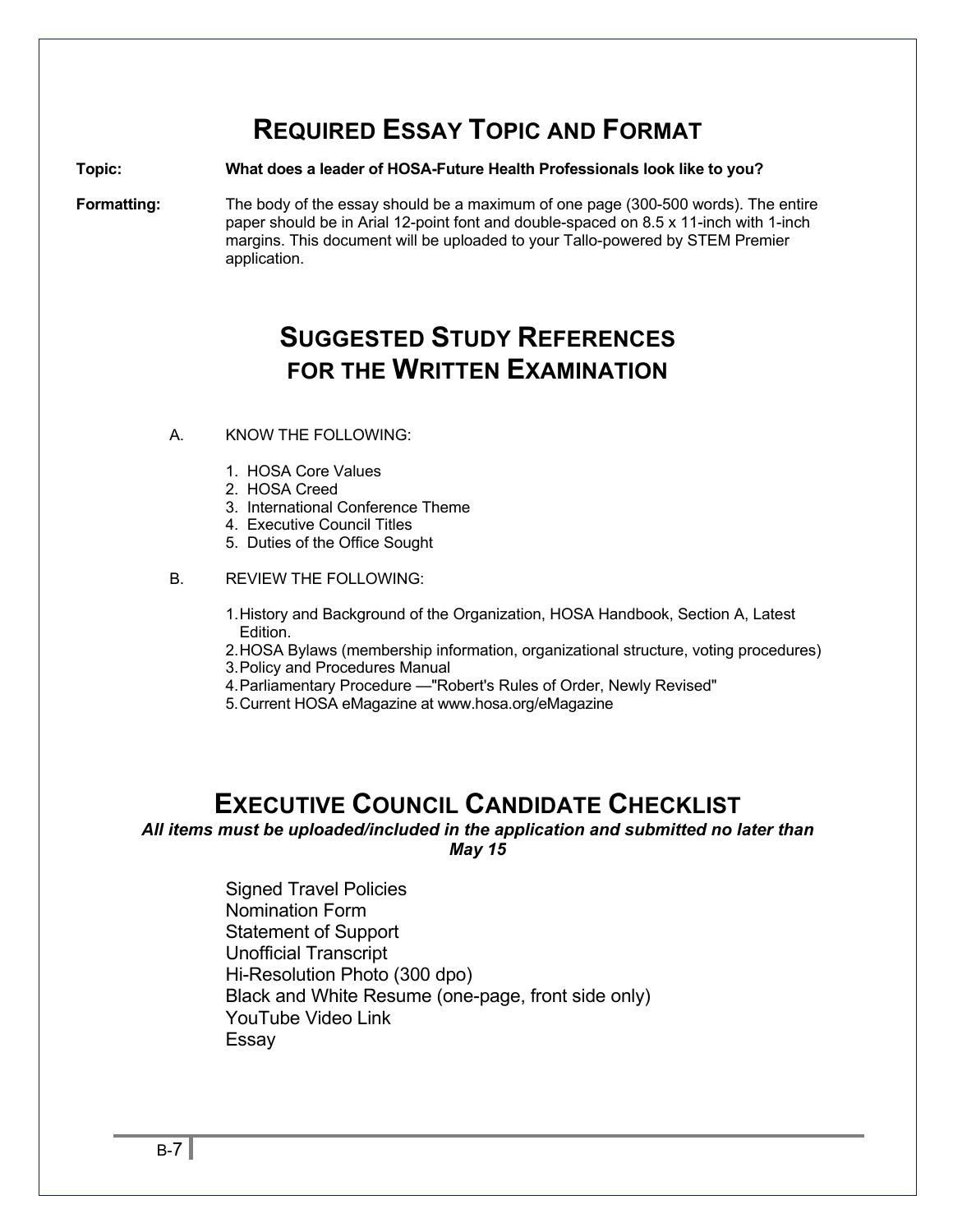# REQUIRED ESSAY TOPIC AND FORMAT

**Topic:** **What does a leader of HOSA-Future Health Professionals look like to you?**

**Formatting:** The body of the essay should be a maximum of one page (300-500 words). The entire paper should be in Arial 12-point font and double-spaced on 8.5 x 11-inch with 1-inch margins. This document will be uploaded to your Tallo-powered by STEM Premier application.

# SUGGESTED STUDY REFERENCES FOR THE WRITTEN EXAMINATION

A. KNOW THE FOLLOWING:

1. HOSA Core Values
2. HOSA Creed
3. International Conference Theme
4. Executive Council Titles
5. Duties of the Office Sought

B. REVIEW THE FOLLOWING:

1. History and Background of the Organization, HOSA Handbook, Section A, Latest Edition.
2. HOSA Bylaws (membership information, organizational structure, voting procedures)
3. Policy and Procedures Manual
4. Parliamentary Procedure —"Robert's Rules of Order, Newly Revised"
5. Current HOSA eMagazine at www.hosa.org/eMagazine

# EXECUTIVE COUNCIL CANDIDATE CHECKLIST

***All items must be uploaded/included in the application and submitted no later than May 15***

- Signed Travel Policies
- Nomination Form
- Statement of Support
- Unofficial Transcript
- Hi-Resolution Photo (300 dpo)
- Black and White Resume (one-page, front side only)
- YouTube Video Link
- Essay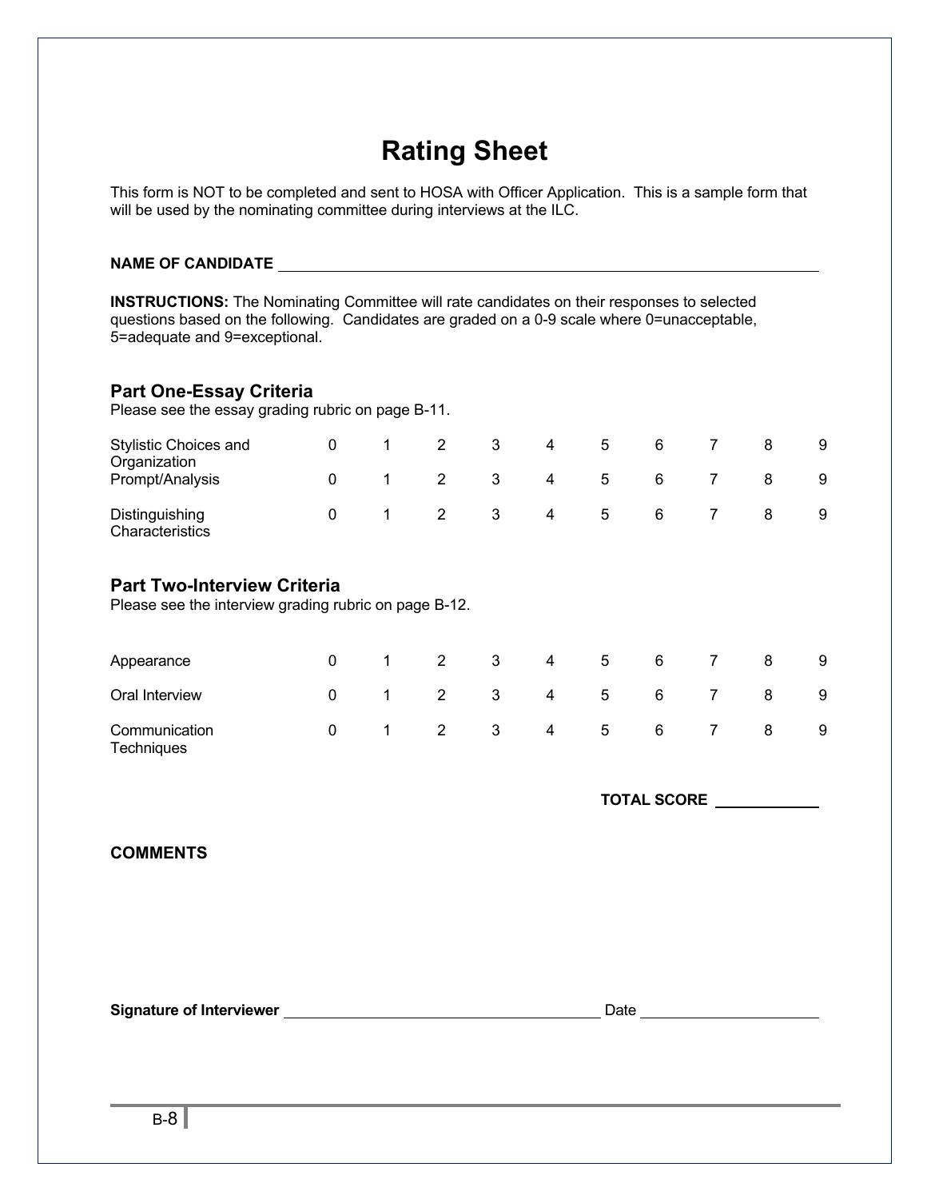# Rating Sheet

This form is NOT to be completed and sent to HOSA with Officer Application. This is a sample form that will be used by the nominating committee during interviews at the ILC.

**NAME OF CANDIDATE** ______________________________________________

**INSTRUCTIONS:** The Nominating Committee will rate candidates on their responses to selected questions based on the following. Candidates are graded on a 0-9 scale where 0=unacceptable, 5=adequate and 9=exceptional.

## Part One-Essay Criteria

Please see the essay grading rubric on page B-11.

| | | | | | | | | | | |
|---|---|---|---|---|---|---|---|---|---|---|
| Stylistic Choices and Organization | 0 | 1 | 2 | 3 | 4 | 5 | 6 | 7 | 8 | 9 |
| Prompt/Analysis | 0 | 1 | 2 | 3 | 4 | 5 | 6 | 7 | 8 | 9 |
| Distinguishing Characteristics | 0 | 1 | 2 | 3 | 4 | 5 | 6 | 7 | 8 | 9 |

## Part Two-Interview Criteria

Please see the interview grading rubric on page B-12.

| | | | | | | | | | | |
|---|---|---|---|---|---|---|---|---|---|---|
| Appearance | 0 | 1 | 2 | 3 | 4 | 5 | 6 | 7 | 8 | 9 |
| Oral Interview | 0 | 1 | 2 | 3 | 4 | 5 | 6 | 7 | 8 | 9 |
| Communication Techniques | 0 | 1 | 2 | 3 | 4 | 5 | 6 | 7 | 8 | 9 |

**TOTAL SCORE** __________

**COMMENTS**

**Signature of Interviewer** ______________________________ Date ________________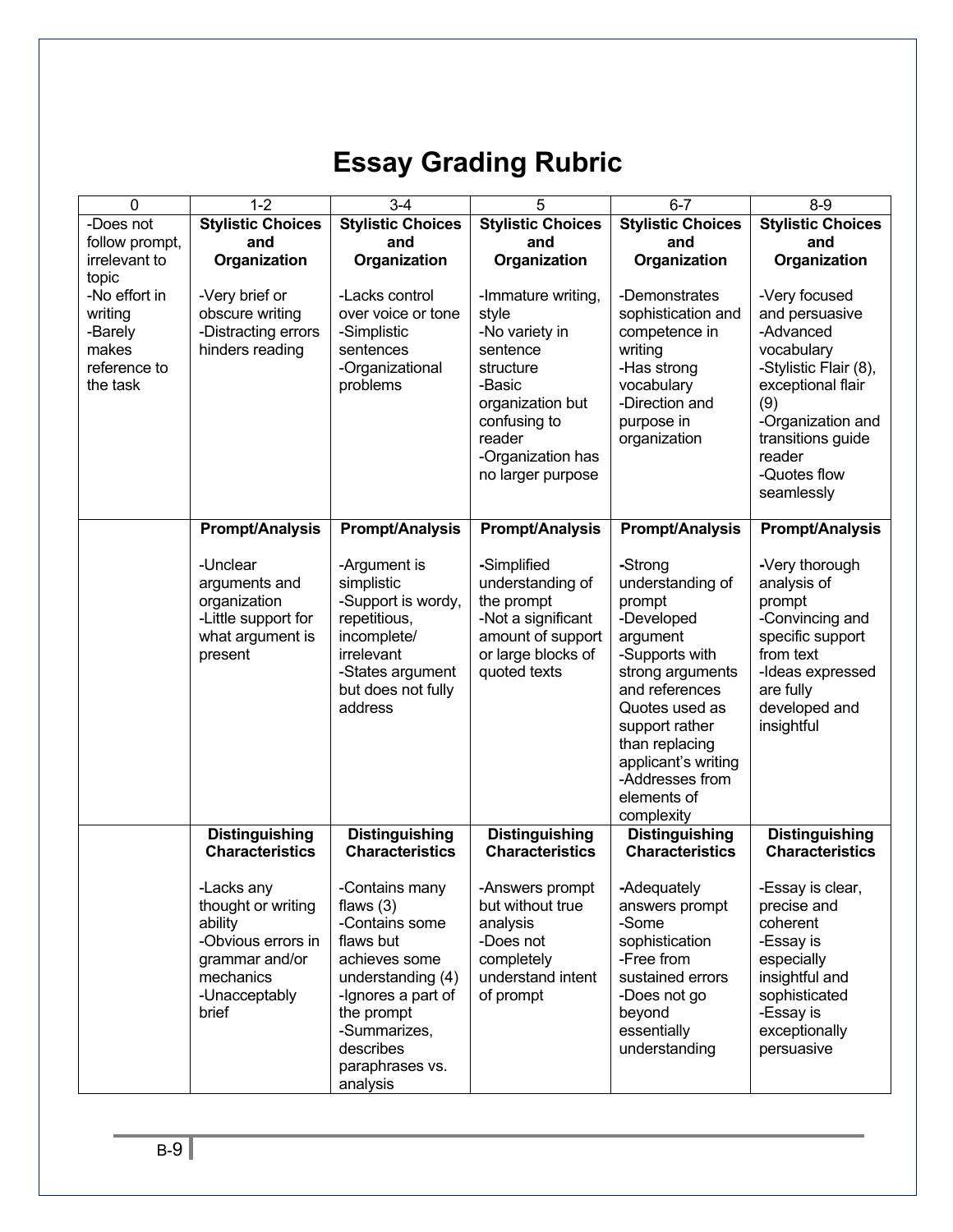# Essay Grading Rubric

| 0 | 1-2 | 3-4 | 5 | 6-7 | 8-9 |
|---|---|---|---|---|---|
| -Does not follow prompt, irrelevant to topic<br>-No effort in writing<br>-Barely makes reference to the task | **Stylistic Choices and Organization**<br><br>-Very brief or obscure writing<br>-Distracting errors hinders reading | **Stylistic Choices and Organization**<br><br>-Lacks control over voice or tone<br>-Simplistic sentences<br>-Organizational problems | **Stylistic Choices and Organization**<br><br>-Immature writing, style<br>-No variety in sentence structure<br>-Basic organization but confusing to reader<br>-Organization has no larger purpose | **Stylistic Choices and Organization**<br><br>-Demonstrates sophistication and competence in writing<br>-Has strong vocabulary<br>-Direction and purpose in organization | **Stylistic Choices and Organization**<br><br>-Very focused and persuasive<br>-Advanced vocabulary<br>-Stylistic Flair (8), exceptional flair (9)<br>-Organization and transitions guide reader<br>-Quotes flow seamlessly |
| | **Prompt/Analysis**<br><br>-Unclear arguments and organization<br>-Little support for what argument is present | **Prompt/Analysis**<br><br>-Argument is simplistic<br>-Support is wordy, repetitious, incomplete/ irrelevant<br>-States argument but does not fully address | **Prompt/Analysis**<br><br>-Simplified understanding of the prompt<br>-Not a significant amount of support or large blocks of quoted texts | **Prompt/Analysis**<br><br>-Strong understanding of prompt<br>-Developed argument<br>-Supports with strong arguments and references Quotes used as support rather than replacing applicant's writing<br>-Addresses from elements of complexity | **Prompt/Analysis**<br><br>-Very thorough analysis of prompt<br>-Convincing and specific support from text<br>-Ideas expressed are fully developed and insightful |
| | **Distinguishing Characteristics**<br><br>-Lacks any thought or writing ability<br>-Obvious errors in grammar and/or mechanics<br>-Unacceptably brief | **Distinguishing Characteristics**<br><br>-Contains many flaws (3)<br>-Contains some flaws but achieves some understanding (4)<br>-Ignores a part of the prompt<br>-Summarizes, describes paraphrases vs. analysis | **Distinguishing Characteristics**<br><br>-Answers prompt but without true analysis<br>-Does not completely understand intent of prompt | **Distinguishing Characteristics**<br><br>-Adequately answers prompt<br>-Some sophistication<br>-Free from sustained errors<br>-Does not go beyond essentially understanding | **Distinguishing Characteristics**<br><br>-Essay is clear, precise and coherent<br>-Essay is especially insightful and sophisticated<br>-Essay is exceptionally persuasive |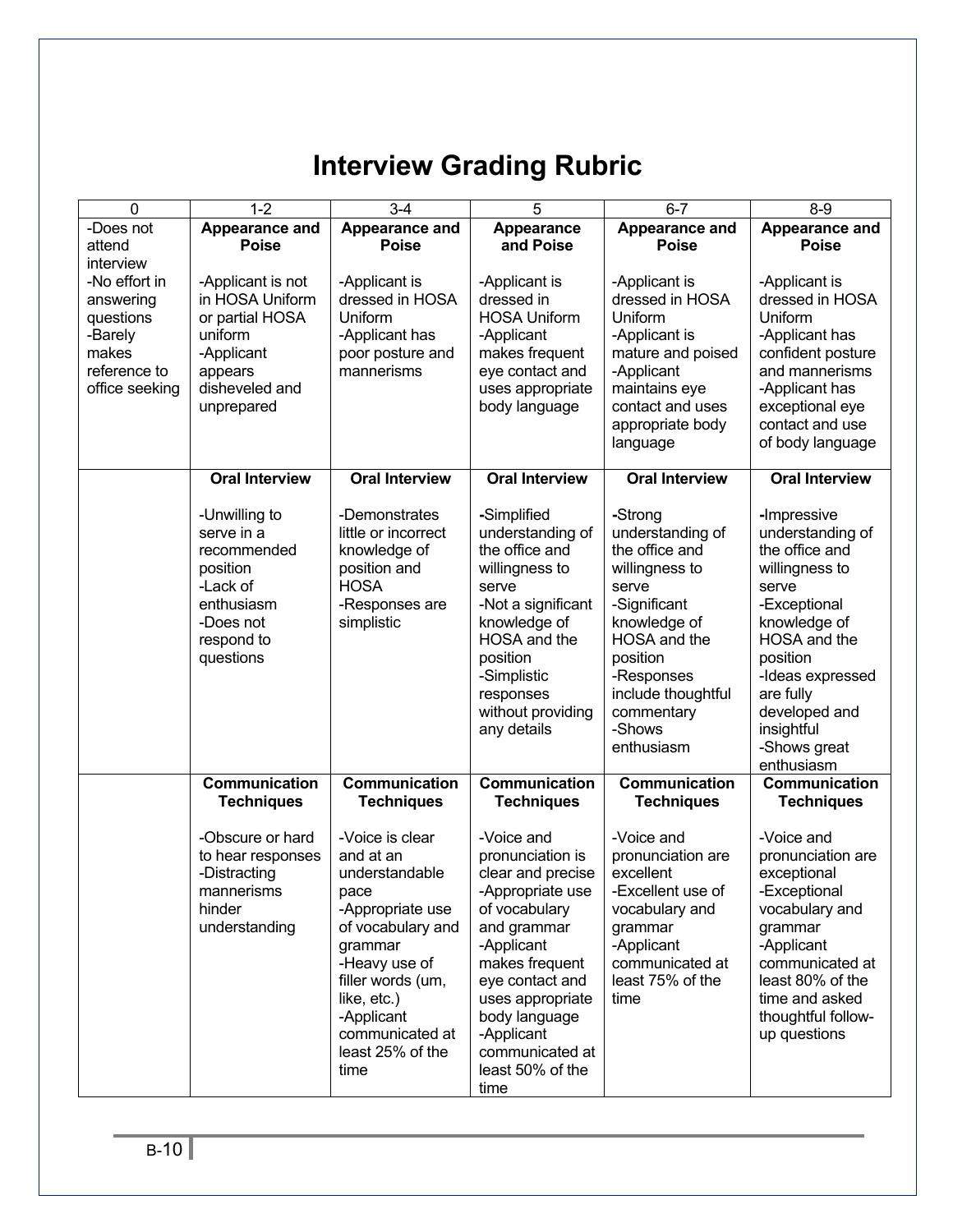# Interview Grading Rubric

| 0 | 1-2 | 3-4 | 5 | 6-7 | 8-9 |
|---|---|---|---|---|---|
| -Does not attend interview<br>-No effort in answering questions<br>-Barely makes reference to office seeking | **Appearance and Poise**<br><br>-Applicant is not in HOSA Uniform or partial HOSA uniform<br>-Applicant appears disheveled and unprepared | **Appearance and Poise**<br><br>-Applicant is dressed in HOSA Uniform<br>-Applicant has poor posture and mannerisms | **Appearance and Poise**<br><br>-Applicant is dressed in HOSA Uniform<br>-Applicant makes frequent eye contact and uses appropriate body language | **Appearance and Poise**<br><br>-Applicant is dressed in HOSA Uniform<br>-Applicant is mature and poised<br>-Applicant maintains eye contact and uses appropriate body language | **Appearance and Poise**<br><br>-Applicant is dressed in HOSA Uniform<br>-Applicant has confident posture and mannerisms<br>-Applicant has exceptional eye contact and use of body language |
| | **Oral Interview**<br><br>-Unwilling to serve in a recommended position<br>-Lack of enthusiasm<br>-Does not respond to questions | **Oral Interview**<br><br>-Demonstrates little or incorrect knowledge of position and HOSA<br>-Responses are simplistic | **Oral Interview**<br><br>-Simplified understanding of the office and willingness to serve<br>-Not a significant knowledge of HOSA and the position<br>-Simplistic responses without providing any details | **Oral Interview**<br><br>-Strong understanding of the office and willingness to serve<br>-Significant knowledge of HOSA and the position<br>-Responses include thoughtful commentary<br>-Shows enthusiasm | **Oral Interview**<br><br>-Impressive understanding of the office and willingness to serve<br>-Exceptional knowledge of HOSA and the position<br>-Ideas expressed are fully developed and insightful<br>-Shows great enthusiasm |
| | **Communication Techniques**<br><br>-Obscure or hard to hear responses<br>-Distracting mannerisms hinder understanding | **Communication Techniques**<br><br>-Voice is clear and at an understandable pace<br>-Appropriate use of vocabulary and grammar<br>-Heavy use of filler words (um, like, etc.)<br>-Applicant communicated at least 25% of the time | **Communication Techniques**<br><br>-Voice and pronunciation is clear and precise<br>-Appropriate use of vocabulary and grammar<br>-Applicant makes frequent eye contact and uses appropriate body language<br>-Applicant communicated at least 50% of the time | **Communication Techniques**<br><br>-Voice and pronunciation are excellent<br>-Excellent use of vocabulary and grammar<br>-Applicant communicated at least 75% of the time | **Communication Techniques**<br><br>-Voice and pronunciation are exceptional<br>-Exceptional vocabulary and grammar<br>-Applicant communicated at least 80% of the time and asked thoughtful follow-up questions |